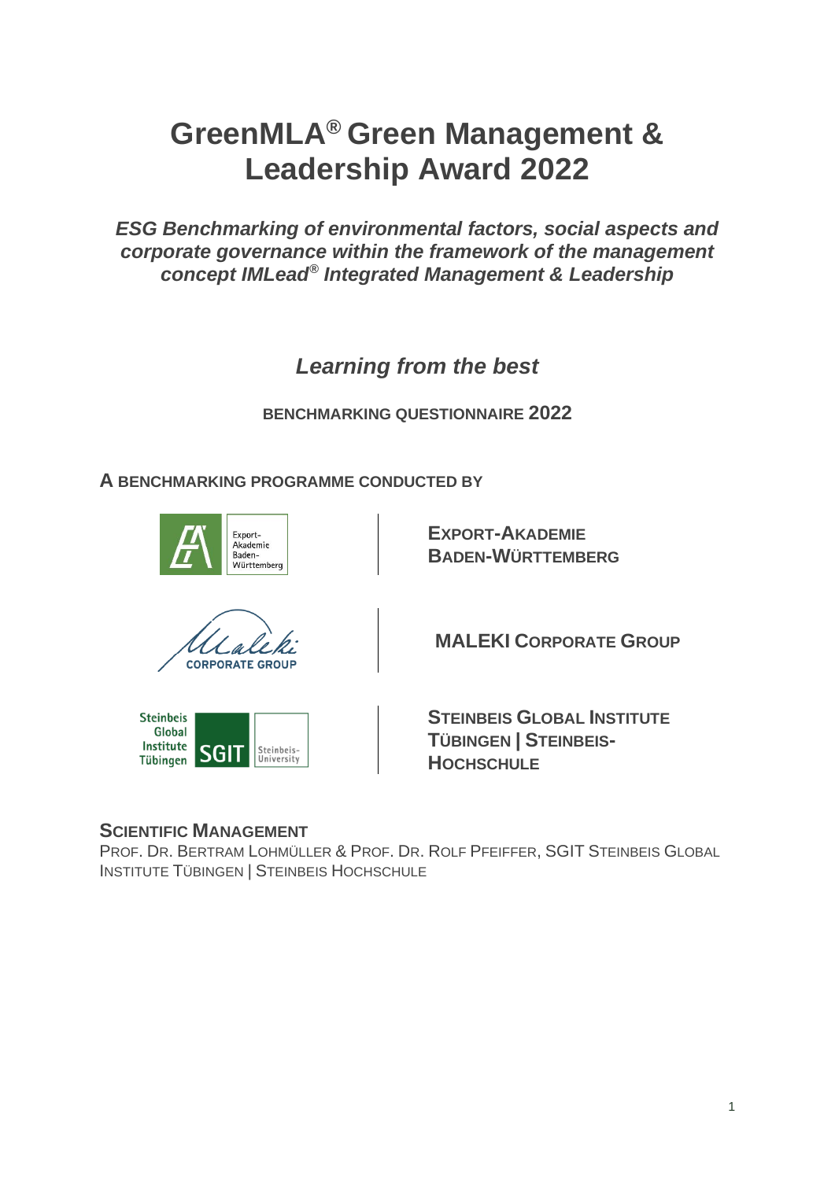# GreenMLA® Green Management & Leadership Award 2022

***ESG Benchmarking of environmental factors, social aspects and corporate governance within the framework of the management concept IMLead® Integrated Management & Leadership***

## *Learning from the best*

**BENCHMARKING QUESTIONNAIRE 2022**

**A BENCHMARKING PROGRAMME CONDUCTED BY**

Export-Akademie Baden-Württemberg | **EXPORT-AKADEMIE BADEN-WÜRTTEMBERG**

Maleki Corporate Group | **MALEKI CORPORATE GROUP**

Steinbeis Global Institute Tübingen SGIT Steinbeis-University | **STEINBEIS GLOBAL INSTITUTE TÜBINGEN | STEINBEIS-HOCHSCHULE**

**SCIENTIFIC MANAGEMENT**

PROF. DR. BERTRAM LOHMÜLLER & PROF. DR. ROLF PFEIFFER, SGIT STEINBEIS GLOBAL INSTITUTE TÜBINGEN | STEINBEIS HOCHSCHULE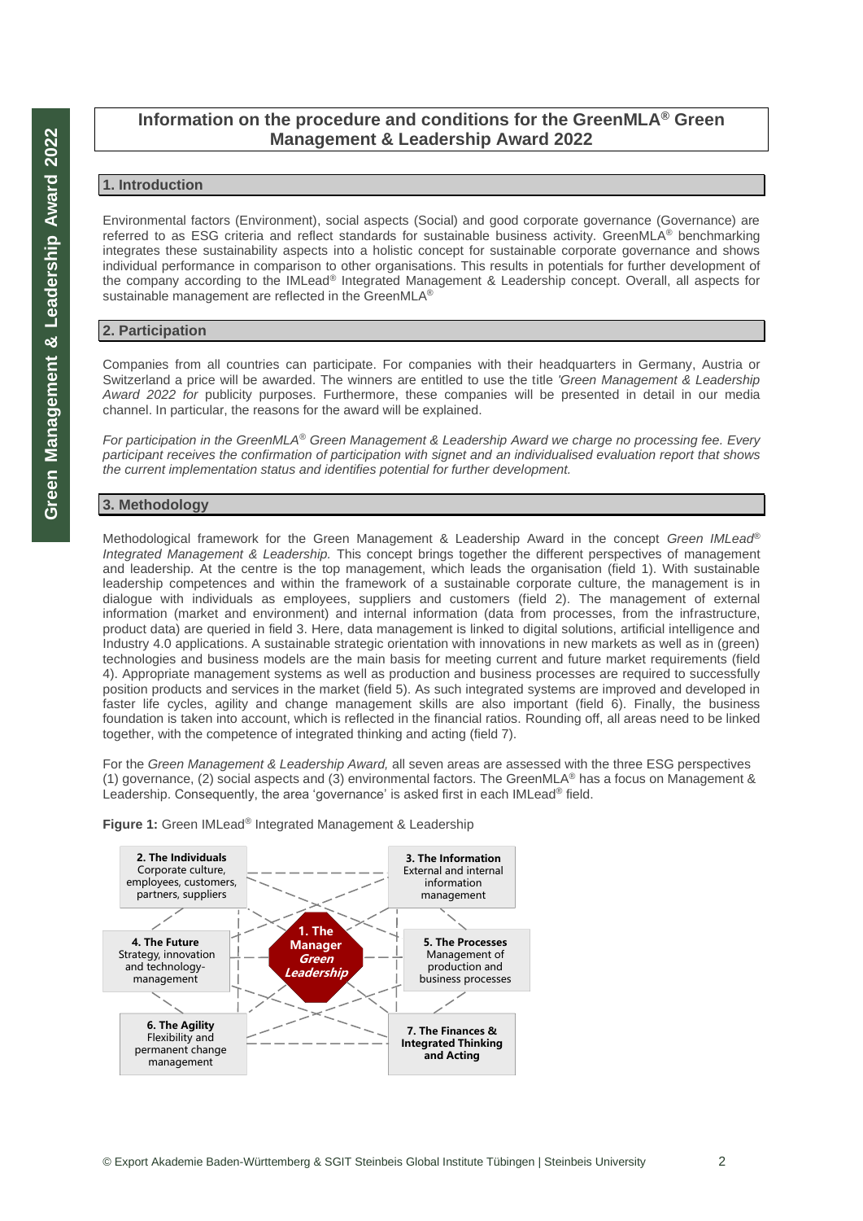# Information on the procedure and conditions for the GreenMLA® Green Management & Leadership Award 2022

## 1. Introduction

Environmental factors (Environment), social aspects (Social) and good corporate governance (Governance) are referred to as ESG criteria and reflect standards for sustainable business activity. GreenMLA® benchmarking integrates these sustainability aspects into a holistic concept for sustainable corporate governance and shows individual performance in comparison to other organisations. This results in potentials for further development of the company according to the IMLead® Integrated Management & Leadership concept. Overall, all aspects for sustainable management are reflected in the GreenMLA®

## 2. Participation

Companies from all countries can participate. For companies with their headquarters in Germany, Austria or Switzerland a price will be awarded. The winners are entitled to use the title *'Green Management & Leadership Award 2022 for* publicity purposes. Furthermore, these companies will be presented in detail in our media channel. In particular, the reasons for the award will be explained.

*For participation in the GreenMLA® Green Management & Leadership Award we charge no processing fee. Every participant receives the confirmation of participation with signet and an individualised evaluation report that shows the current implementation status and identifies potential for further development.*

## 3. Methodology

Methodological framework for the Green Management & Leadership Award in the concept *Green IMLead® Integrated Management & Leadership.* This concept brings together the different perspectives of management and leadership. At the centre is the top management, which leads the organisation (field 1). With sustainable leadership competences and within the framework of a sustainable corporate culture, the management is in dialogue with individuals as employees, suppliers and customers (field 2). The management of external information (market and environment) and internal information (data from processes, from the infrastructure, product data) are queried in field 3. Here, data management is linked to digital solutions, artificial intelligence and Industry 4.0 applications. A sustainable strategic orientation with innovations in new markets as well as in (green) technologies and business models are the main basis for meeting current and future market requirements (field 4). Appropriate management systems as well as production and business processes are required to successfully position products and services in the market (field 5). As such integrated systems are improved and developed in faster life cycles, agility and change management skills are also important (field 6). Finally, the business foundation is taken into account, which is reflected in the financial ratios. Rounding off, all areas need to be linked together, with the competence of integrated thinking and acting (field 7).

For the *Green Management & Leadership Award,* all seven areas are assessed with the three ESG perspectives (1) governance, (2) social aspects and (3) environmental factors. The GreenMLA® has a focus on Management & Leadership. Consequently, the area 'governance' is asked first in each IMLead® field.

**Figure 1:** Green IMLead® Integrated Management & Leadership

- **1. The Manager** *Green Leadership*
- **2. The Individuals** Corporate culture, employees, customers, partners, suppliers
- **3. The Information** External and internal information management
- **4. The Future** Strategy, innovation and technology-management
- **5. The Processes** Management of production and business processes
- **6. The Agility** Flexibility and permanent change management
- **7. The Finances & Integrated Thinking and Acting**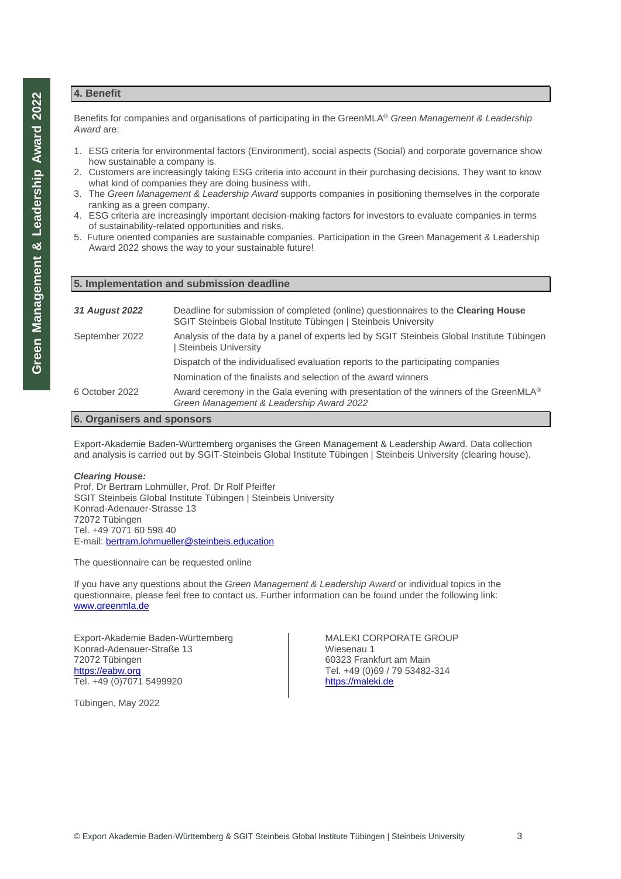## 4. Benefit

Benefits for companies and organisations of participating in the GreenMLA® *Green Management & Leadership Award* are:

1. ESG criteria for environmental factors (Environment), social aspects (Social) and corporate governance show how sustainable a company is.
2. Customers are increasingly taking ESG criteria into account in their purchasing decisions. They want to know what kind of companies they are doing business with.
3. The *Green Management & Leadership Award* supports companies in positioning themselves in the corporate ranking as a green company.
4. ESG criteria are increasingly important decision-making factors for investors to evaluate companies in terms of sustainability-related opportunities and risks.
5. Future oriented companies are sustainable companies. Participation in the Green Management & Leadership Award 2022 shows the way to your sustainable future!

## 5. Implementation and submission deadline

| | |
|---|---|
| ***31 August 2022*** | Deadline for submission of completed (online) questionnaires to the **Clearing House** SGIT Steinbeis Global Institute Tübingen \| Steinbeis University |
| September 2022 | Analysis of the data by a panel of experts led by SGIT Steinbeis Global Institute Tübingen \| Steinbeis University |
| | Dispatch of the individualised evaluation reports to the participating companies |
| | Nomination of the finalists and selection of the award winners |
| 6 October 2022 | Award ceremony in the Gala evening with presentation of the winners of the GreenMLA® *Green Management & Leadership Award 2022* |

## 6. Organisers and sponsors

Export-Akademie Baden-Württemberg organises the Green Management & Leadership Award. Data collection and analysis is carried out by SGIT-Steinbeis Global Institute Tübingen | Steinbeis University (clearing house).

***Clearing House:***
Prof. Dr Bertram Lohmüller, Prof. Dr Rolf Pfeiffer
SGIT Steinbeis Global Institute Tübingen | Steinbeis University
Konrad-Adenauer-Strasse 13
72072 Tübingen
Tel. +49 7071 60 598 40
E-mail: bertram.lohmueller@steinbeis.education

The questionnaire can be requested online

If you have any questions about the *Green Management & Leadership Award* or individual topics in the questionnaire, please feel free to contact us. Further information can be found under the following link: www.greenmla.de

Export-Akademie Baden-Württemberg
Konrad-Adenauer-Straße 13
72072 Tübingen
https://eabw.org
Tel. +49 (0)7071 5499920

MALEKI CORPORATE GROUP
Wiesenau 1
60323 Frankfurt am Main
Tel. +49 (0)69 / 79 53482-314
https://maleki.de

Tübingen, May 2022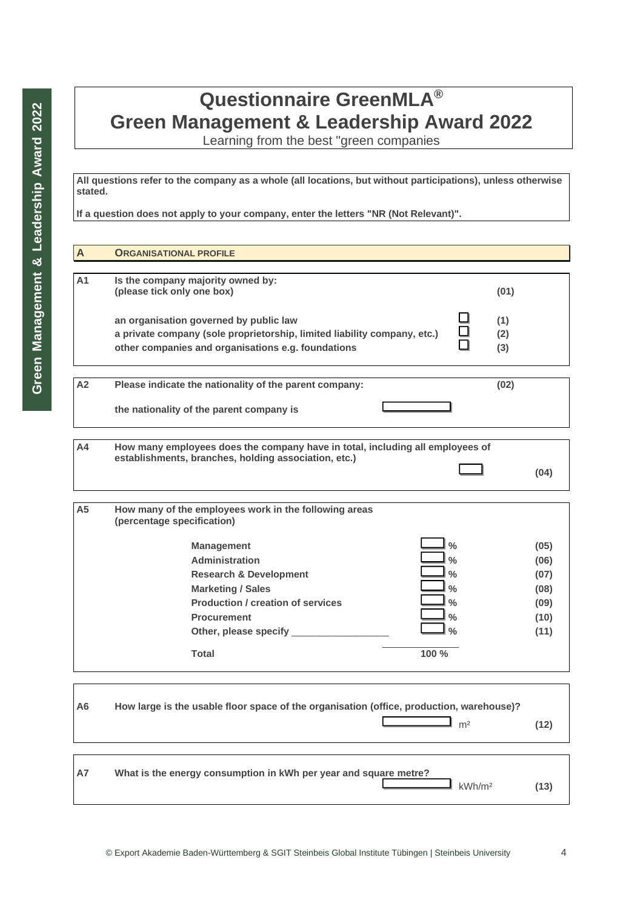# Questionnaire GreenMLA®
# Green Management & Leadership Award 2022

Learning from the best "green companies

**All questions refer to the company as a whole (all locations, but without participations), unless otherwise stated.**

**If a question does not apply to your company, enter the letters "NR (Not Relevant)".**

## A ORGANISATIONAL PROFILE

**A1** **Is the company majority owned by:**
**(please tick only one box)** **(01)**

| | | |
|---|---|---|
| an organisation governed by public law | ☐ | (1) |
| a private company (sole proprietorship, limited liability company, etc.) | ☐ | (2) |
| other companies and organisations e.g. foundations | ☐ | (3) |

**A2** **Please indicate the nationality of the parent company:** **(02)**

**the nationality of the parent company is** ☐

**A4** **How many employees does the company have in total, including all employees of establishments, branches, holding association, etc.)**

☐ **(04)**

**A5** **How many of the employees work in the following areas**
**(percentage specification)**

| Area | | Code |
|---|---|---|
| Management | ☐ % | (05) |
| Administration | ☐ % | (06) |
| Research & Development | ☐ % | (07) |
| Marketing / Sales | ☐ % | (08) |
| Production / creation of services | ☐ % | (09) |
| Procurement | ☐ % | (10) |
| Other, please specify ___________________ | ☐ % | (11) |
| Total | 100 % | |

**A6** **How large is the usable floor space of the organisation (office, production, warehouse)?**

☐ m² **(12)**

**A7** **What is the energy consumption in kWh per year and square metre?**

☐ kWh/m² **(13)**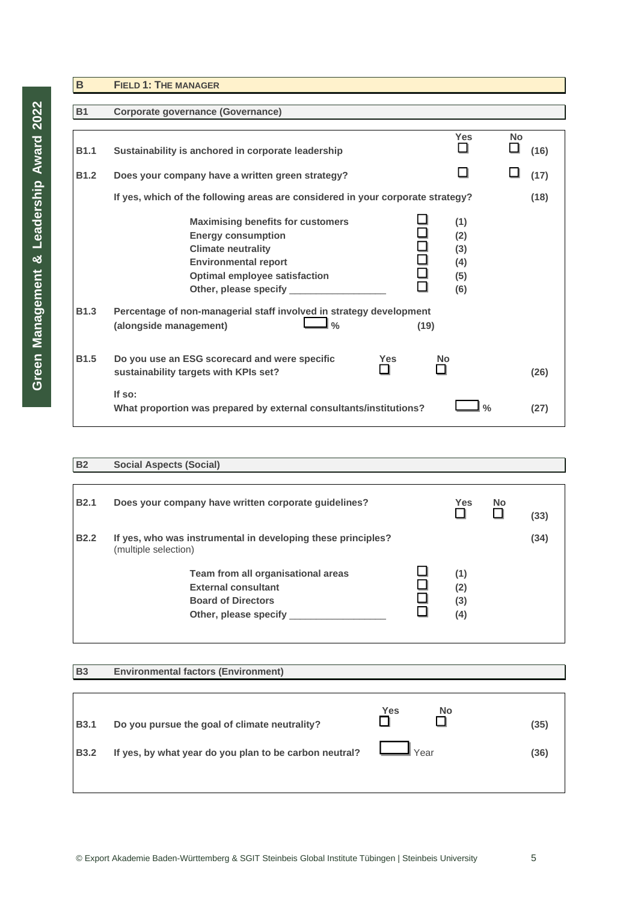## B FIELD 1: THE MANAGER

### B1 Corporate governance (Governance)

| | | Yes | No | |
|---|---|---|---|---|
| B1.1 | Sustainability is anchored in corporate leadership | ☐ | ☐ | (16) |
| B1.2 | Does your company have a written green strategy? | ☐ | ☐ | (17) |

If yes, which of the following areas are considered in your corporate strategy? (18)

- Maximising benefits for customers ☐ (1)
- Energy consumption ☐ (2)
- Climate neutrality ☐ (3)
- Environmental report ☐ (4)
- Optimal employee satisfaction ☐ (5)
- Other, please specify __________________ ☐ (6)

**B1.3** Percentage of non-managerial staff involved in strategy development (alongside management) ☐ % (19)

**B1.5** Do you use an ESG scorecard and were specific sustainability targets with KPIs set? Yes ☐ No ☐ (26)

If so:
What proportion was prepared by external consultants/institutions? ☐ % (27)

### B2 Social Aspects (Social)

**B2.1** Does your company have written corporate guidelines? Yes ☐ No ☐ (33)

**B2.2** If yes, who was instrumental in developing these principles? (34)
(multiple selection)

- Team from all organisational areas ☐ (1)
- External consultant ☐ (2)
- Board of Directors ☐ (3)
- Other, please specify __________________ ☐ (4)

### B3 Environmental factors (Environment)

**B3.1** Do you pursue the goal of climate neutrality? Yes ☐ No ☐ (35)

**B3.2** If yes, by what year do you plan to be carbon neutral? ☐ Year (36)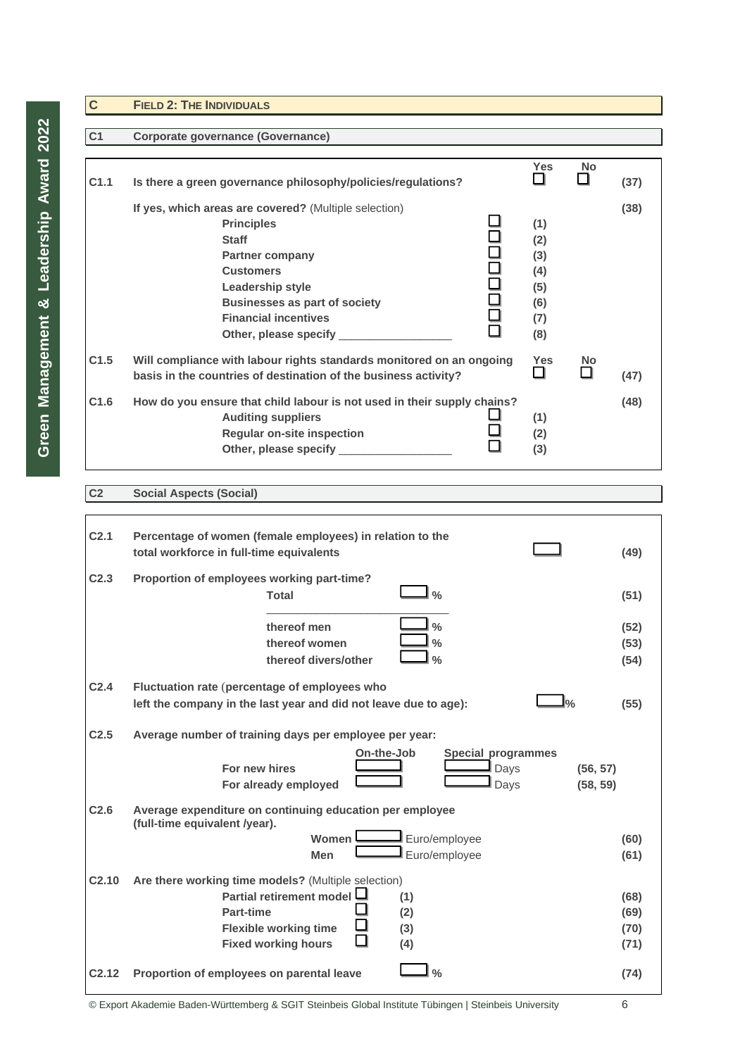## C FIELD 2: THE INDIVIDUALS

### C1 Corporate governance (Governance)

**C1.1 Is there a green governance philosophy/policies/regulations?** Yes ☐ No ☐ **(37)**

**If yes, which areas are covered?** (Multiple selection) **(38)**

- ☐ **Principles (1)**
- ☐ **Staff (2)**
- ☐ **Partner company (3)**
- ☐ **Customers (4)**
- ☐ **Leadership style (5)**
- ☐ **Businesses as part of society (6)**
- ☐ **Financial incentives (7)**
- ☐ **Other, please specify __________________ (8)**

**C1.5 Will compliance with labour rights standards monitored on an ongoing basis in the countries of destination of the business activity?** Yes ☐ No ☐ **(47)**

**C1.6 How do you ensure that child labour is not used in their supply chains?** **(48)**

- ☐ **Auditing suppliers (1)**
- ☐ **Regular on-site inspection (2)**
- ☐ **Other, please specify __________________ (3)**

### C2 Social Aspects (Social)

**C2.1 Percentage of women (female employees) in relation to the total workforce in full-time equivalents** ☐ **(49)**

**C2.3 Proportion of employees working part-time?**

| | | |
|---|---|---|
| **Total** | ☐ % | **(51)** |
| **thereof men** | ☐ % | **(52)** |
| **thereof women** | ☐ % | **(53)** |
| **thereof divers/other** | ☐ % | **(54)** |

**C2.4 Fluctuation rate** (**percentage of employees who left the company in the last year and did not leave due to age):** ☐ % **(55)**

**C2.5 Average number of training days per employee per year:**

| | On-the-Job | Special programmes | |
|---|---|---|---|
| **For new hires** | ☐ | ☐ Days | **(56, 57)** |
| **For already employed** | ☐ | ☐ Days | **(58, 59)** |

**C2.6 Average expenditure on continuing education per employee (full-time equivalent /year).**

| | | |
|---|---|---|
| **Women** | ☐ Euro/employee | **(60)** |
| **Men** | ☐ Euro/employee | **(61)** |

**C2.10 Are there working time models?** (Multiple selection)

- **Partial retirement model** ☐ **(1)** **(68)**
- **Part-time** ☐ **(2)** **(69)**
- **Flexible working time** ☐ **(3)** **(70)**
- **Fixed working hours** ☐ **(4)** **(71)**

**C2.12 Proportion of employees on parental leave** ☐ % **(74)**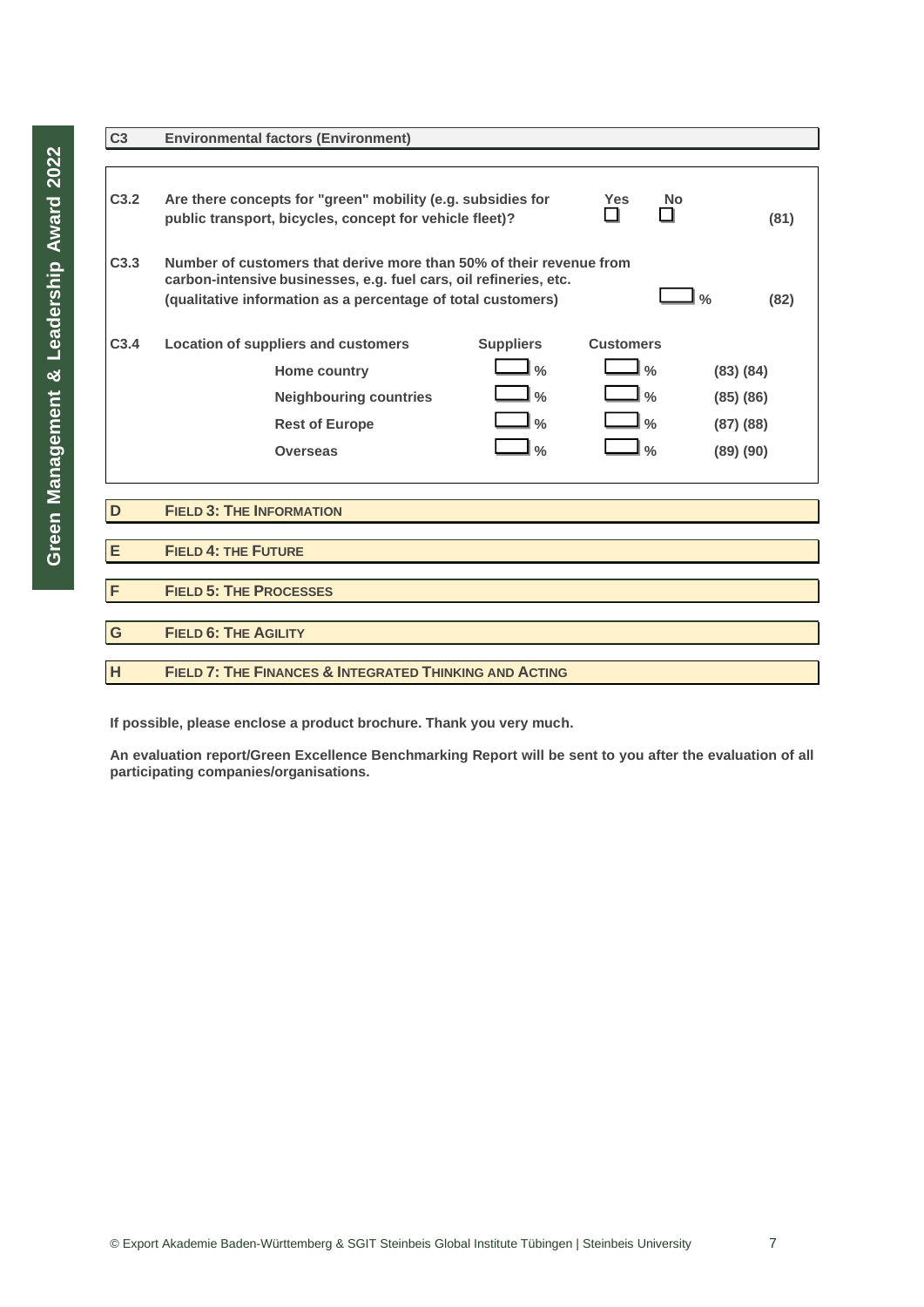| C3 | Environmental factors (Environment) | | | |
|---|---|---|---|---|

| | | | | |
|---|---|---|---|---|
| C3.2 | Are there concepts for "green" mobility (e.g. subsidies for public transport, bicycles, concept for vehicle fleet)? | Yes ☐ | No ☐ | (81) |
| C3.3 | Number of customers that derive more than 50% of their revenue from carbon-intensive businesses, e.g. fuel cars, oil refineries, etc. (qualitative information as a percentage of total customers) | | ☐ % | (82) |

| C3.4 | Location of suppliers and customers | Suppliers | Customers | |
|---|---|---|---|---|
| | Home country | ☐ % | ☐ % | (83) (84) |
| | Neighbouring countries | ☐ % | ☐ % | (85) (86) |
| | Rest of Europe | ☐ % | ☐ % | (87) (88) |
| | Overseas | ☐ % | ☐ % | (89) (90) |

## D FIELD 3: THE INFORMATION

## E FIELD 4: THE FUTURE

## F FIELD 5: THE PROCESSES

## G FIELD 6: THE AGILITY

## H FIELD 7: THE FINANCES & INTEGRATED THINKING AND ACTING

**If possible, please enclose a product brochure. Thank you very much.**

**An evaluation report/Green Excellence Benchmarking Report will be sent to you after the evaluation of all participating companies/organisations.**